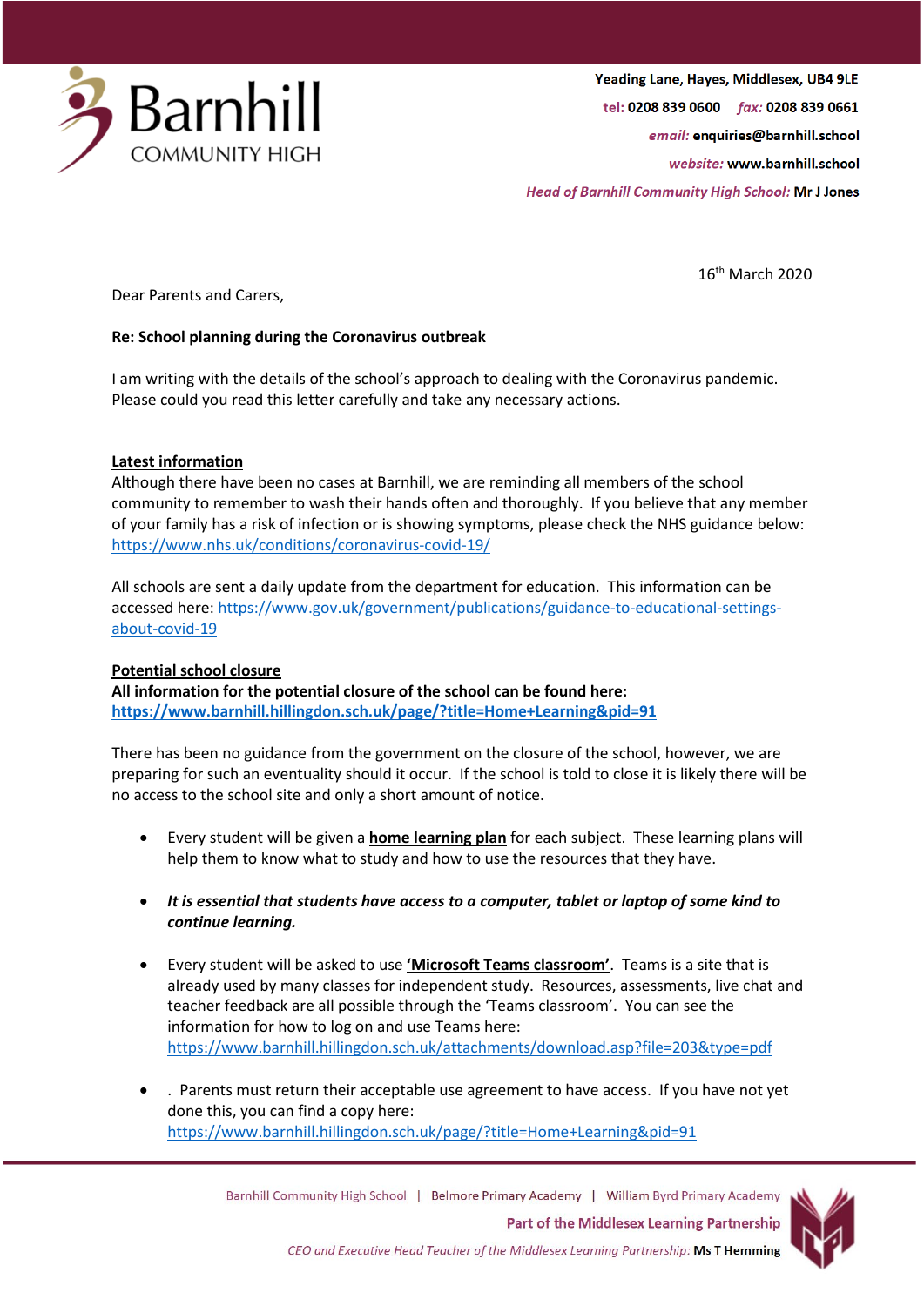Barnhill COMMUNITY HIGH

Yeading Lane, Hayes, Middlesex, UB4 9LE
*tel:* 0208 839 0600 *fax:* 0208 839 0661
*email:* enquiries@barnhill.school
*website:* www.barnhill.school
*Head of Barnhill Community High School:* **Mr J Jones**

16th March 2020

Dear Parents and Carers,

**Re: School planning during the Coronavirus outbreak**

I am writing with the details of the school's approach to dealing with the Coronavirus pandemic. Please could you read this letter carefully and take any necessary actions.

**Latest information**

Although there have been no cases at Barnhill, we are reminding all members of the school community to remember to wash their hands often and thoroughly. If you believe that any member of your family has a risk of infection or is showing symptoms, please check the NHS guidance below: https://www.nhs.uk/conditions/coronavirus-covid-19/

All schools are sent a daily update from the department for education. This information can be accessed here: https://www.gov.uk/government/publications/guidance-to-educational-settings-about-covid-19

**Potential school closure**

**All information for the potential closure of the school can be found here:**
**https://www.barnhill.hillingdon.sch.uk/page/?title=Home+Learning&pid=91**

There has been no guidance from the government on the closure of the school, however, we are preparing for such an eventuality should it occur. If the school is told to close it is likely there will be no access to the school site and only a short amount of notice.

- Every student will be given a **home learning plan** for each subject. These learning plans will help them to know what to study and how to use the resources that they have.

- ***It is essential that students have access to a computer, tablet or laptop of some kind to continue learning.***

- Every student will be asked to use **'Microsoft Teams classroom'**. Teams is a site that is already used by many classes for independent study. Resources, assessments, live chat and teacher feedback are all possible through the 'Teams classroom'. You can see the information for how to log on and use Teams here: https://www.barnhill.hillingdon.sch.uk/attachments/download.asp?file=203&type=pdf

- . Parents must return their acceptable use agreement to have access. If you have not yet done this, you can find a copy here: https://www.barnhill.hillingdon.sch.uk/page/?title=Home+Learning&pid=91

Barnhill Community High School | Belmore Primary Academy | William Byrd Primary Academy
**Part of the Middlesex Learning Partnership**
*CEO and Executive Head Teacher of the Middlesex Learning Partnership:* **Ms T Hemming**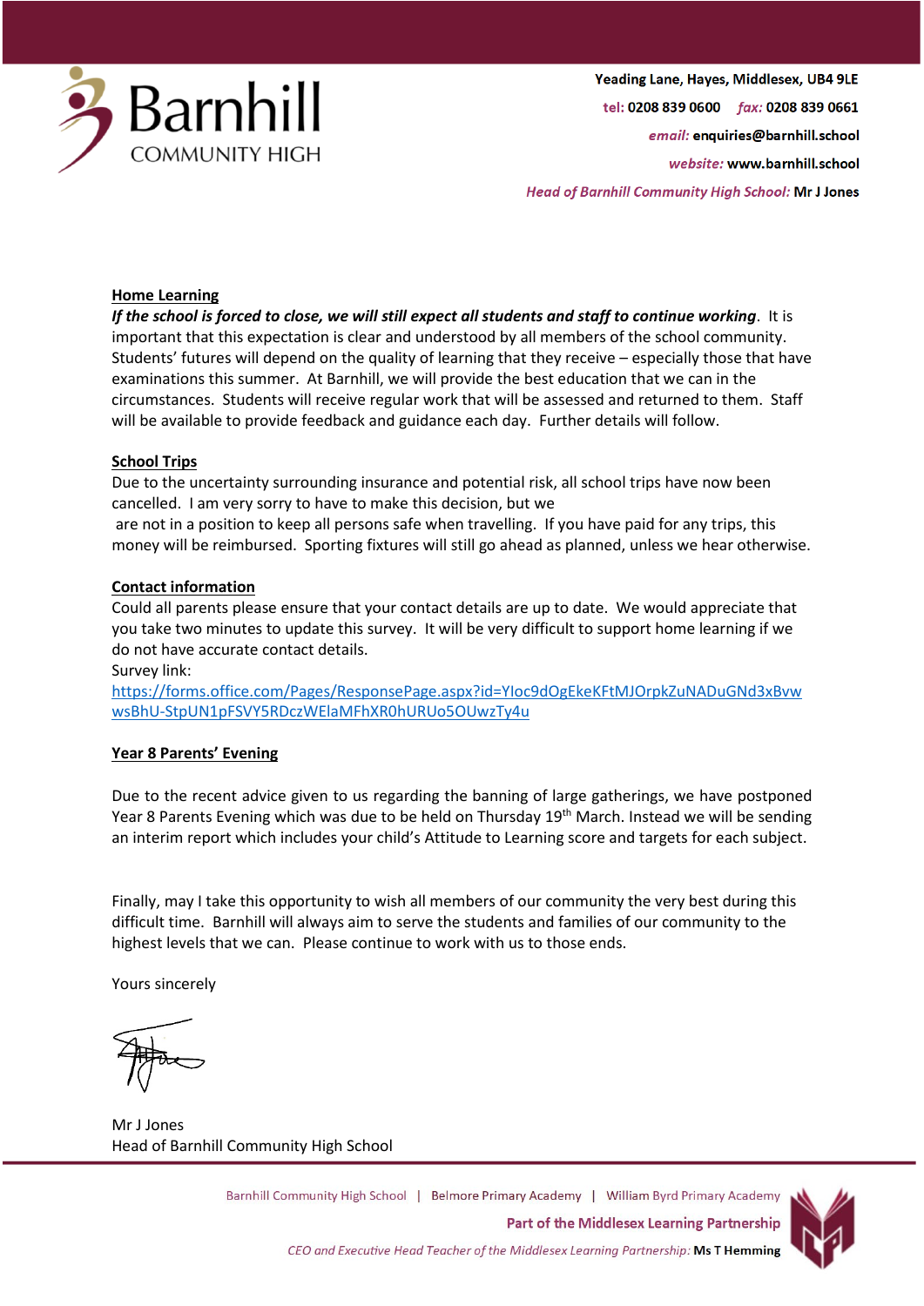Yeading Lane, Hayes, Middlesex, UB4 9LE
*tel:* 0208 839 0600 *fax:* 0208 839 0661
*email:* enquiries@barnhill.school
*website:* www.barnhill.school
*Head of Barnhill Community High School:* Mr J Jones

**Home Learning**

***If the school is forced to close, we will still expect all students and staff to continue working***. It is important that this expectation is clear and understood by all members of the school community. Students' futures will depend on the quality of learning that they receive – especially those that have examinations this summer. At Barnhill, we will provide the best education that we can in the circumstances. Students will receive regular work that will be assessed and returned to them. Staff will be available to provide feedback and guidance each day. Further details will follow.

**School Trips**

Due to the uncertainty surrounding insurance and potential risk, all school trips have now been cancelled. I am very sorry to have to make this decision, but we are not in a position to keep all persons safe when travelling. If you have paid for any trips, this money will be reimbursed. Sporting fixtures will still go ahead as planned, unless we hear otherwise.

**Contact information**

Could all parents please ensure that your contact details are up to date. We would appreciate that you take two minutes to update this survey. It will be very difficult to support home learning if we do not have accurate contact details.

Survey link:
https://forms.office.com/Pages/ResponsePage.aspx?id=YIoc9dOgEkeKFtMJOrpkZuNADuGNd3xBvwwsBhU-StpUN1pFSVY5RDczWElaMFhXR0hURUo5OUwzTy4u

**Year 8 Parents' Evening**

Due to the recent advice given to us regarding the banning of large gatherings, we have postponed Year 8 Parents Evening which was due to be held on Thursday 19th March. Instead we will be sending an interim report which includes your child's Attitude to Learning score and targets for each subject.

Finally, may I take this opportunity to wish all members of our community the very best during this difficult time. Barnhill will always aim to serve the students and families of our community to the highest levels that we can. Please continue to work with us to those ends.

Yours sincerely

Mr J Jones
Head of Barnhill Community High School

Barnhill Community High School | Belmore Primary Academy | William Byrd Primary Academy
**Part of the Middlesex Learning Partnership**
*CEO and Executive Head Teacher of the Middlesex Learning Partnership:* Ms T Hemming